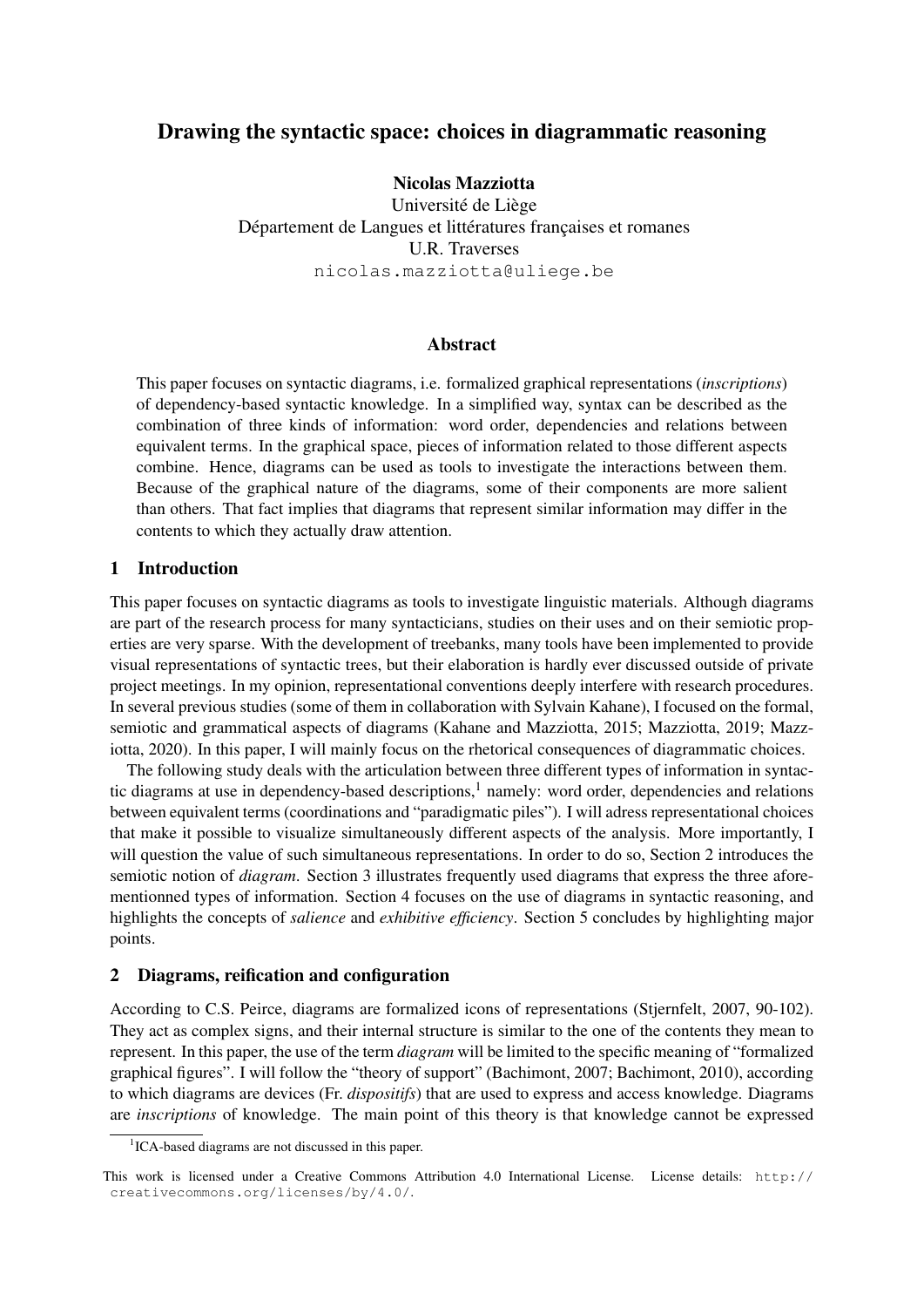# Drawing the syntactic space: choices in diagrammatic reasoning

**Nicolas Mazziotta**
Université de Liège
Département de Langues et littératures françaises et romanes
U.R. Traverses
nicolas.mazziotta@uliege.be

## Abstract

This paper focuses on syntactic diagrams, i.e. formalized graphical representations (*inscriptions*) of dependency-based syntactic knowledge. In a simplified way, syntax can be described as the combination of three kinds of information: word order, dependencies and relations between equivalent terms. In the graphical space, pieces of information related to those different aspects combine. Hence, diagrams can be used as tools to investigate the interactions between them. Because of the graphical nature of the diagrams, some of their components are more salient than others. That fact implies that diagrams that represent similar information may differ in the contents to which they actually draw attention.

## 1 Introduction

This paper focuses on syntactic diagrams as tools to investigate linguistic materials. Although diagrams are part of the research process for many syntacticians, studies on their uses and on their semiotic properties are very sparse. With the development of treebanks, many tools have been implemented to provide visual representations of syntactic trees, but their elaboration is hardly ever discussed outside of private project meetings. In my opinion, representational conventions deeply interfere with research procedures. In several previous studies (some of them in collaboration with Sylvain Kahane), I focused on the formal, semiotic and grammatical aspects of diagrams (Kahane and Mazziotta, 2015; Mazziotta, 2019; Mazziotta, 2020). In this paper, I will mainly focus on the rhetorical consequences of diagrammatic choices.

The following study deals with the articulation between three different types of information in syntactic diagrams at use in dependency-based descriptions,[1] namely: word order, dependencies and relations between equivalent terms (coordinations and "paradigmatic piles"). I will adress representational choices that make it possible to visualize simultaneously different aspects of the analysis. More importantly, I will question the value of such simultaneous representations. In order to do so, Section 2 introduces the semiotic notion of *diagram*. Section 3 illustrates frequently used diagrams that express the three aforementionned types of information. Section 4 focuses on the use of diagrams in syntactic reasoning, and highlights the concepts of *salience* and *exhibitive efficiency*. Section 5 concludes by highlighting major points.

## 2 Diagrams, reification and configuration

According to C.S. Peirce, diagrams are formalized icons of representations (Stjernfelt, 2007, 90-102). They act as complex signs, and their internal structure is similar to the one of the contents they mean to represent. In this paper, the use of the term *diagram* will be limited to the specific meaning of "formalized graphical figures". I will follow the "theory of support" (Bachimont, 2007; Bachimont, 2010), according to which diagrams are devices (Fr. *dispositifs*) that are used to express and access knowledge. Diagrams are *inscriptions* of knowledge. The main point of this theory is that knowledge cannot be expressed

[1] ICA-based diagrams are not discussed in this paper.

This work is licensed under a Creative Commons Attribution 4.0 International License. License details: http://creativecommons.org/licenses/by/4.0/.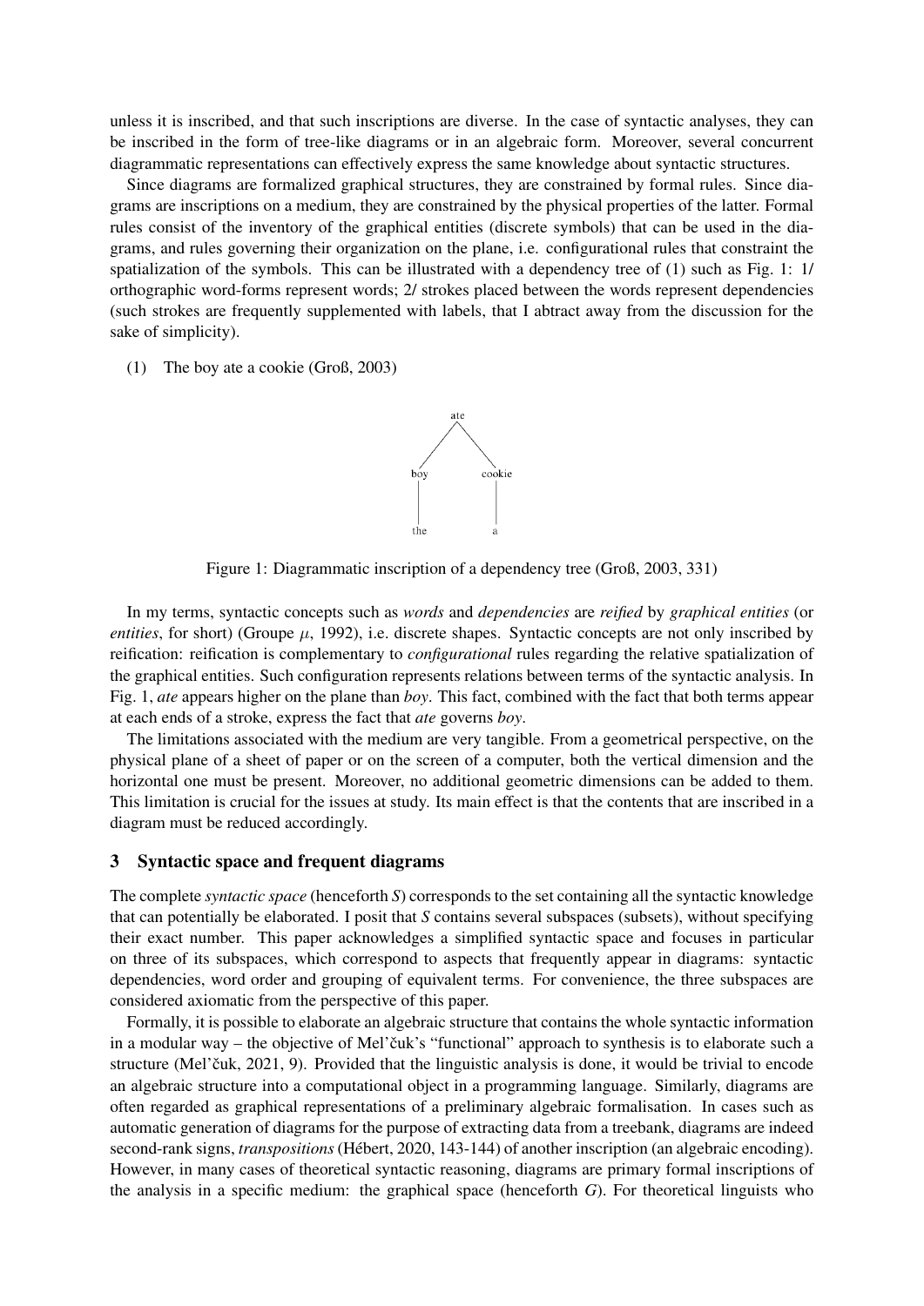unless it is inscribed, and that such inscriptions are diverse. In the case of syntactic analyses, they can be inscribed in the form of tree-like diagrams or in an algebraic form. Moreover, several concurrent diagrammatic representations can effectively express the same knowledge about syntactic structures.

Since diagrams are formalized graphical structures, they are constrained by formal rules. Since diagrams are inscriptions on a medium, they are constrained by the physical properties of the latter. Formal rules consist of the inventory of the graphical entities (discrete symbols) that can be used in the diagrams, and rules governing their organization on the plane, i.e. configurational rules that constraint the spatialization of the symbols. This can be illustrated with a dependency tree of (1) such as Fig. 1: 1/ orthographic word-forms represent words; 2/ strokes placed between the words represent dependencies (such strokes are frequently supplemented with labels, that I abtract away from the discussion for the sake of simplicity).

(1) The boy ate a cookie (Groß, 2003)

Figure 1: Diagrammatic inscription of a dependency tree (Groß, 2003, 331)

In my terms, syntactic concepts such as *words* and *dependencies* are *reified* by *graphical entities* (or *entities*, for short) (Groupe $\mu$, 1992), i.e. discrete shapes. Syntactic concepts are not only inscribed by reification: reification is complementary to *configurational* rules regarding the relative spatialization of the graphical entities. Such configuration represents relations between terms of the syntactic analysis. In Fig. 1, *ate* appears higher on the plane than *boy*. This fact, combined with the fact that both terms appear at each ends of a stroke, express the fact that *ate* governs *boy*.

The limitations associated with the medium are very tangible. From a geometrical perspective, on the physical plane of a sheet of paper or on the screen of a computer, both the vertical dimension and the horizontal one must be present. Moreover, no additional geometric dimensions can be added to them. This limitation is crucial for the issues at study. Its main effect is that the contents that are inscribed in a diagram must be reduced accordingly.

## 3 Syntactic space and frequent diagrams

The complete *syntactic space* (henceforth *S*) corresponds to the set containing all the syntactic knowledge that can potentially be elaborated. I posit that *S* contains several subspaces (subsets), without specifying their exact number. This paper acknowledges a simplified syntactic space and focuses in particular on three of its subspaces, which correspond to aspects that frequently appear in diagrams: syntactic dependencies, word order and grouping of equivalent terms. For convenience, the three subspaces are considered axiomatic from the perspective of this paper.

Formally, it is possible to elaborate an algebraic structure that contains the whole syntactic information in a modular way – the objective of Mel'čuk's "functional" approach to synthesis is to elaborate such a structure (Mel'čuk, 2021, 9). Provided that the linguistic analysis is done, it would be trivial to encode an algebraic structure into a computational object in a programming language. Similarly, diagrams are often regarded as graphical representations of a preliminary algebraic formalisation. In cases such as automatic generation of diagrams for the purpose of extracting data from a treebank, diagrams are indeed second-rank signs, *transpositions* (Hébert, 2020, 143-144) of another inscription (an algebraic encoding). However, in many cases of theoretical syntactic reasoning, diagrams are primary formal inscriptions of the analysis in a specific medium: the graphical space (henceforth *G*). For theoretical linguists who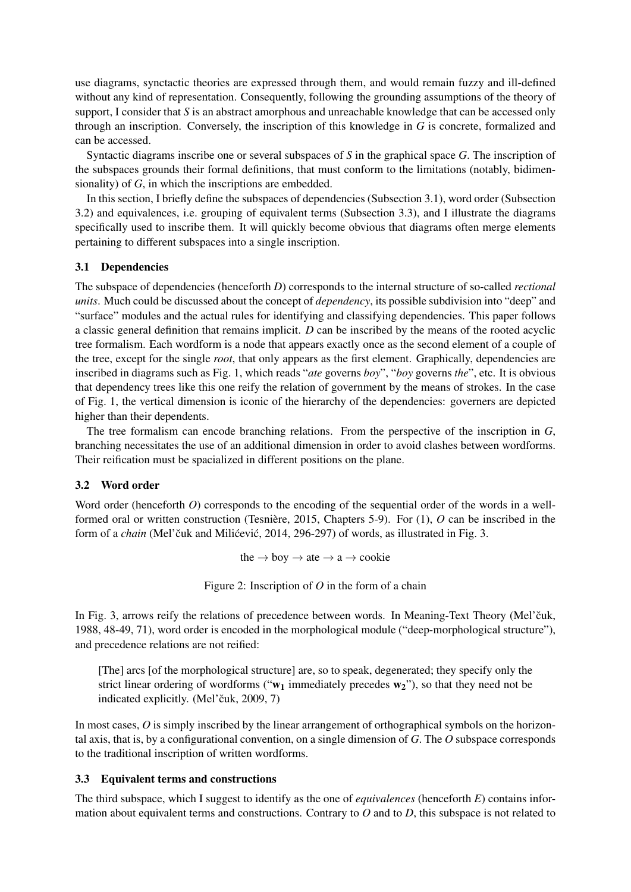use diagrams, synctactic theories are expressed through them, and would remain fuzzy and ill-defined without any kind of representation. Consequently, following the grounding assumptions of the theory of support, I consider that *S* is an abstract amorphous and unreachable knowledge that can be accessed only through an inscription. Conversely, the inscription of this knowledge in *G* is concrete, formalized and can be accessed.

Syntactic diagrams inscribe one or several subspaces of *S* in the graphical space *G*. The inscription of the subspaces grounds their formal definitions, that must conform to the limitations (notably, bidimensionality) of *G*, in which the inscriptions are embedded.

In this section, I briefly define the subspaces of dependencies (Subsection 3.1), word order (Subsection 3.2) and equivalences, i.e. grouping of equivalent terms (Subsection 3.3), and I illustrate the diagrams specifically used to inscribe them. It will quickly become obvious that diagrams often merge elements pertaining to different subspaces into a single inscription.

### 3.1 Dependencies

The subspace of dependencies (henceforth *D*) corresponds to the internal structure of so-called *rectional units*. Much could be discussed about the concept of *dependency*, its possible subdivision into "deep" and "surface" modules and the actual rules for identifying and classifying dependencies. This paper follows a classic general definition that remains implicit. *D* can be inscribed by the means of the rooted acyclic tree formalism. Each wordform is a node that appears exactly once as the second element of a couple of the tree, except for the single *root*, that only appears as the first element. Graphically, dependencies are inscribed in diagrams such as Fig. 1, which reads "*ate* governs *boy*", "*boy* governs *the*", etc. It is obvious that dependency trees like this one reify the relation of government by the means of strokes. In the case of Fig. 1, the vertical dimension is iconic of the hierarchy of the dependencies: governers are depicted higher than their dependents.

The tree formalism can encode branching relations. From the perspective of the inscription in *G*, branching necessitates the use of an additional dimension in order to avoid clashes between wordforms. Their reification must be spacialized in different positions on the plane.

### 3.2 Word order

Word order (henceforth *O*) corresponds to the encoding of the sequential order of the words in a well-formed oral or written construction (Tesnière, 2015, Chapters 5-9). For (1), *O* can be inscribed in the form of a *chain* (Mel'čuk and Milićević, 2014, 296-297) of words, as illustrated in Fig. 3.

the → boy → ate → a → cookie

Figure 2: Inscription of *O* in the form of a chain

In Fig. 3, arrows reify the relations of precedence between words. In Meaning-Text Theory (Mel'čuk, 1988, 48-49, 71), word order is encoded in the morphological module ("deep-morphological structure"), and precedence relations are not reified:

> [The] arcs [of the morphological structure] are, so to speak, degenerated; they specify only the strict linear ordering of wordforms ("$\mathbf{w_1}$ immediately precedes $\mathbf{w_2}$"), so that they need not be indicated explicitly. (Mel'čuk, 2009, 7)

In most cases, *O* is simply inscribed by the linear arrangement of orthographical symbols on the horizontal axis, that is, by a configurational convention, on a single dimension of *G*. The *O* subspace corresponds to the traditional inscription of written wordforms.

### 3.3 Equivalent terms and constructions

The third subspace, which I suggest to identify as the one of *equivalences* (henceforth *E*) contains information about equivalent terms and constructions. Contrary to *O* and to *D*, this subspace is not related to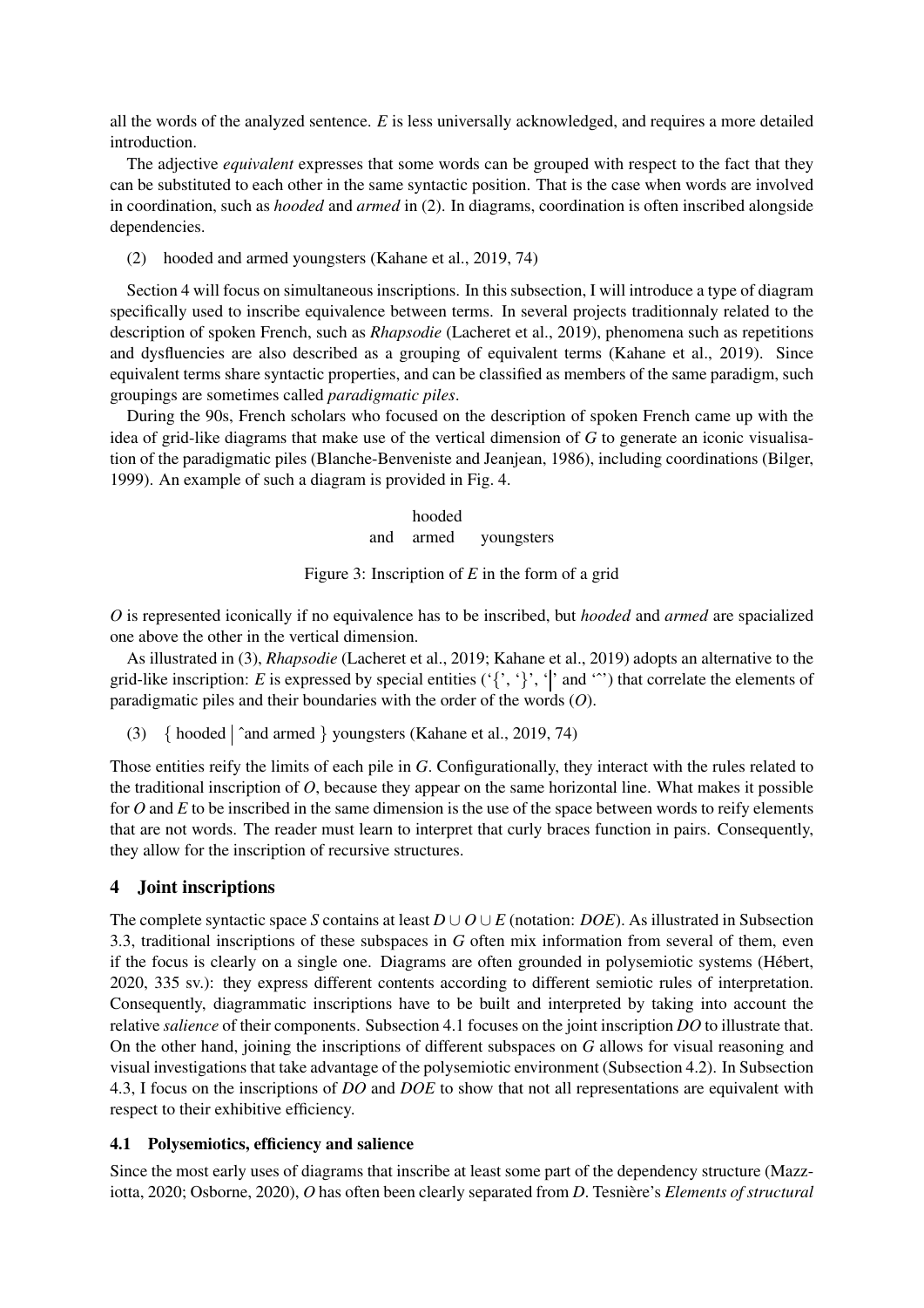all the words of the analyzed sentence. *E* is less universally acknowledged, and requires a more detailed introduction.

The adjective *equivalent* expresses that some words can be grouped with respect to the fact that they can be substituted to each other in the same syntactic position. That is the case when words are involved in coordination, such as *hooded* and *armed* in (2). In diagrams, coordination is often inscribed alongside dependencies.

(2) hooded and armed youngsters (Kahane et al., 2019, 74)

Section 4 will focus on simultaneous inscriptions. In this subsection, I will introduce a type of diagram specifically used to inscribe equivalence between terms. In several projects traditionnaly related to the description of spoken French, such as *Rhapsodie* (Lacheret et al., 2019), phenomena such as repetitions and dysfluencies are also described as a grouping of equivalent terms (Kahane et al., 2019). Since equivalent terms share syntactic properties, and can be classified as members of the same paradigm, such groupings are sometimes called *paradigmatic piles*.

During the 90s, French scholars who focused on the description of spoken French came up with the idea of grid-like diagrams that make use of the vertical dimension of *G* to generate an iconic visualisation of the paradigmatic piles (Blanche-Benveniste and Jeanjean, 1986), including coordinations (Bilger, 1999). An example of such a diagram is provided in Fig. 4.

```
      hooded
and   armed     youngsters
```

Figure 3: Inscription of *E* in the form of a grid

*O* is represented iconically if no equivalence has to be inscribed, but *hooded* and *armed* are spacialized one above the other in the vertical dimension.

As illustrated in (3), *Rhapsodie* (Lacheret et al., 2019; Kahane et al., 2019) adopts an alternative to the grid-like inscription: *E* is expressed by special entities ('{', '}', '|' and '^') that correlate the elements of paradigmatic piles and their boundaries with the order of the words (*O*).

(3) { hooded | ^and armed } youngsters (Kahane et al., 2019, 74)

Those entities reify the limits of each pile in *G*. Configurationally, they interact with the rules related to the traditional inscription of *O*, because they appear on the same horizontal line. What makes it possible for *O* and *E* to be inscribed in the same dimension is the use of the space between words to reify elements that are not words. The reader must learn to interpret that curly braces function in pairs. Consequently, they allow for the inscription of recursive structures.

## 4 Joint inscriptions

The complete syntactic space *S* contains at least $D \cup O \cup E$ (notation: *DOE*). As illustrated in Subsection 3.3, traditional inscriptions of these subspaces in *G* often mix information from several of them, even if the focus is clearly on a single one. Diagrams are often grounded in polysemiotic systems (Hébert, 2020, 335 sv.): they express different contents according to different semiotic rules of interpretation. Consequently, diagrammatic inscriptions have to be built and interpreted by taking into account the relative *salience* of their components. Subsection 4.1 focuses on the joint inscription *DO* to illustrate that. On the other hand, joining the inscriptions of different subspaces on *G* allows for visual reasoning and visual investigations that take advantage of the polysemiotic environment (Subsection 4.2). In Subsection 4.3, I focus on the inscriptions of *DO* and *DOE* to show that not all representations are equivalent with respect to their exhibitive efficiency.

### 4.1 Polysemiotics, efficiency and salience

Since the most early uses of diagrams that inscribe at least some part of the dependency structure (Mazziotta, 2020; Osborne, 2020), *O* has often been clearly separated from *D*. Tesnière's *Elements of structural*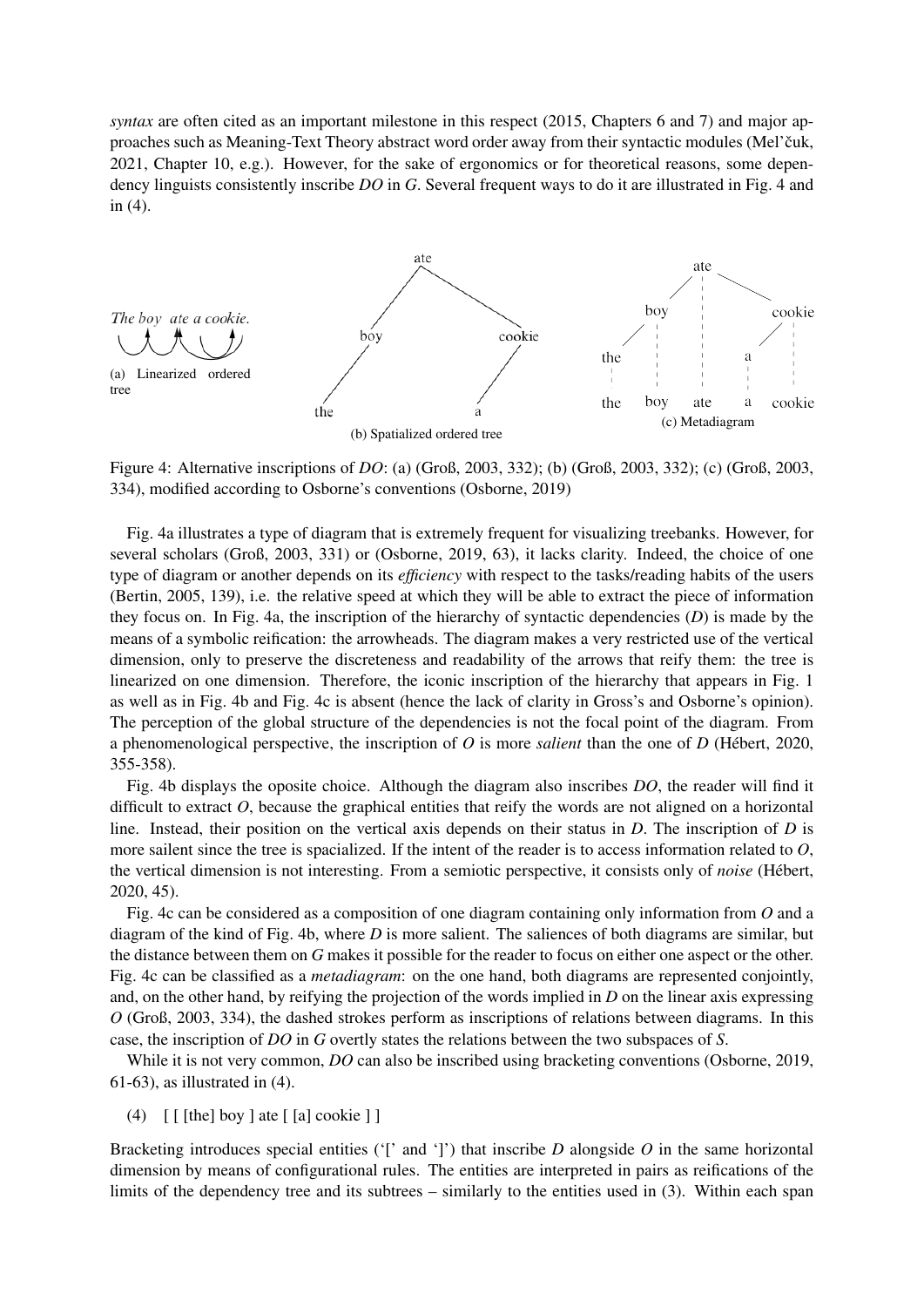*syntax* are often cited as an important milestone in this respect (2015, Chapters 6 and 7) and major approaches such as Meaning-Text Theory abstract word order away from their syntactic modules (Mel'čuk, 2021, Chapter 10, e.g.). However, for the sake of ergonomics or for theoretical reasons, some dependency linguists consistently inscribe *DO* in *G*. Several frequent ways to do it are illustrated in Fig. 4 and in (4).

(a) Linearized ordered tree

(b) Spatialized ordered tree

(c) Metadiagram

Figure 4: Alternative inscriptions of *DO*: (a) (Groß, 2003, 332); (b) (Groß, 2003, 332); (c) (Groß, 2003, 334), modified according to Osborne's conventions (Osborne, 2019)

Fig. 4a illustrates a type of diagram that is extremely frequent for visualizing treebanks. However, for several scholars (Groß, 2003, 331) or (Osborne, 2019, 63), it lacks clarity. Indeed, the choice of one type of diagram or another depends on its *efficiency* with respect to the tasks/reading habits of the users (Bertin, 2005, 139), i.e. the relative speed at which they will be able to extract the piece of information they focus on. In Fig. 4a, the inscription of the hierarchy of syntactic dependencies (*D*) is made by the means of a symbolic reification: the arrowheads. The diagram makes a very restricted use of the vertical dimension, only to preserve the discreteness and readability of the arrows that reify them: the tree is linearized on one dimension. Therefore, the iconic inscription of the hierarchy that appears in Fig. 1 as well as in Fig. 4b and Fig. 4c is absent (hence the lack of clarity in Gross's and Osborne's opinion). The perception of the global structure of the dependencies is not the focal point of the diagram. From a phenomenological perspective, the inscription of *O* is more *salient* than the one of *D* (Hébert, 2020, 355-358).

Fig. 4b displays the oposite choice. Although the diagram also inscribes *DO*, the reader will find it difficult to extract *O*, because the graphical entities that reify the words are not aligned on a horizontal line. Instead, their position on the vertical axis depends on their status in *D*. The inscription of *D* is more sailent since the tree is spacialized. If the intent of the reader is to access information related to *O*, the vertical dimension is not interesting. From a semiotic perspective, it consists only of *noise* (Hébert, 2020, 45).

Fig. 4c can be considered as a composition of one diagram containing only information from *O* and a diagram of the kind of Fig. 4b, where *D* is more salient. The saliences of both diagrams are similar, but the distance between them on *G* makes it possible for the reader to focus on either one aspect or the other. Fig. 4c can be classified as a *metadiagram*: on the one hand, both diagrams are represented conjointly, and, on the other hand, by reifying the projection of the words implied in *D* on the linear axis expressing *O* (Groß, 2003, 334), the dashed strokes perform as inscriptions of relations between diagrams. In this case, the inscription of *DO* in *G* overtly states the relations between the two subspaces of *S*.

While it is not very common, *DO* can also be inscribed using bracketing conventions (Osborne, 2019, 61-63), as illustrated in (4).

(4) [ [ [the] boy ] ate [ [a] cookie ] ]

Bracketing introduces special entities ('[' and ']') that inscribe *D* alongside *O* in the same horizontal dimension by means of configurational rules. The entities are interpreted in pairs as reifications of the limits of the dependency tree and its subtrees – similarly to the entities used in (3). Within each span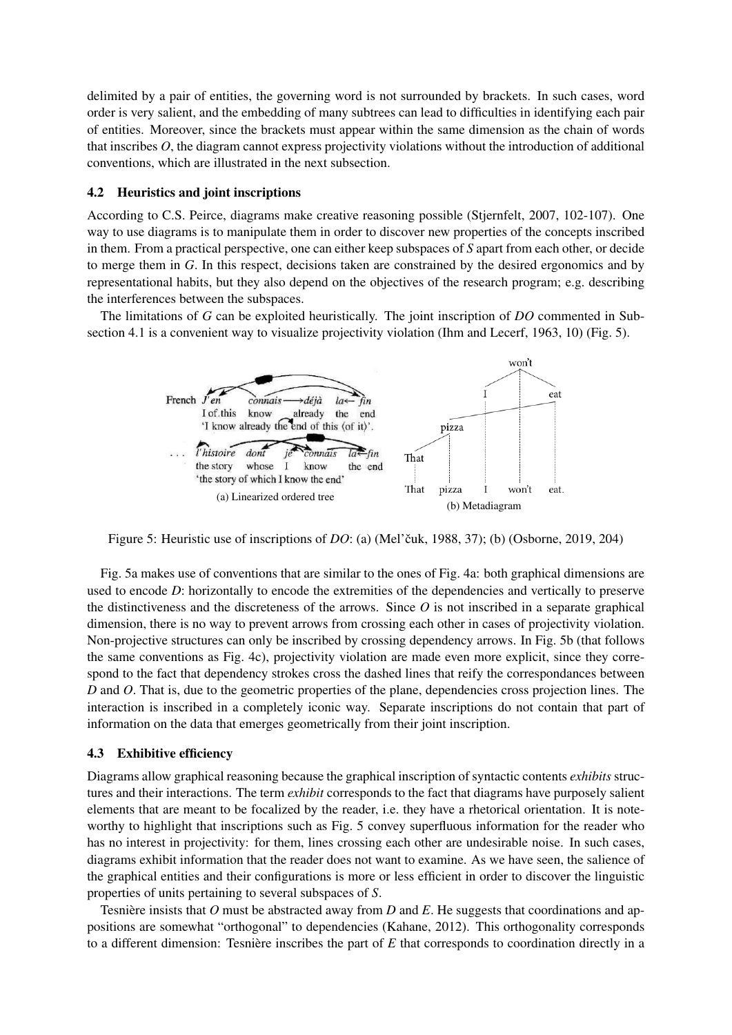delimited by a pair of entities, the governing word is not surrounded by brackets. In such cases, word order is very salient, and the embedding of many subtrees can lead to difficulties in identifying each pair of entities. Moreover, since the brackets must appear within the same dimension as the chain of words that inscribes *O*, the diagram cannot express projectivity violations without the introduction of additional conventions, which are illustrated in the next subsection.

### 4.2 Heuristics and joint inscriptions

According to C.S. Peirce, diagrams make creative reasoning possible (Stjernfelt, 2007, 102-107). One way to use diagrams is to manipulate them in order to discover new properties of the concepts inscribed in them. From a practical perspective, one can either keep subspaces of *S* apart from each other, or decide to merge them in *G*. In this respect, decisions taken are constrained by the desired ergonomics and by representational habits, but they also depend on the objectives of the research program; e.g. describing the interferences between the subspaces.

The limitations of *G* can be exploited heuristically. The joint inscription of *DO* commented in Subsection 4.1 is a convenient way to visualize projectivity violation (Ihm and Lecerf, 1963, 10) (Fig. 5).

(a) Linearized ordered tree

(b) Metadiagram

Figure 5: Heuristic use of inscriptions of *DO*: (a) (Mel'čuk, 1988, 37); (b) (Osborne, 2019, 204)

Fig. 5a makes use of conventions that are similar to the ones of Fig. 4a: both graphical dimensions are used to encode *D*: horizontally to encode the extremities of the dependencies and vertically to preserve the distinctiveness and the discreteness of the arrows. Since *O* is not inscribed in a separate graphical dimension, there is no way to prevent arrows from crossing each other in cases of projectivity violation. Non-projective structures can only be inscribed by crossing dependency arrows. In Fig. 5b (that follows the same conventions as Fig. 4c), projectivity violation are made even more explicit, since they correspond to the fact that dependency strokes cross the dashed lines that reify the correspondances between *D* and *O*. That is, due to the geometric properties of the plane, dependencies cross projection lines. The interaction is inscribed in a completely iconic way. Separate inscriptions do not contain that part of information on the data that emerges geometrically from their joint inscription.

### 4.3 Exhibitive efficiency

Diagrams allow graphical reasoning because the graphical inscription of syntactic contents *exhibits* structures and their interactions. The term *exhibit* corresponds to the fact that diagrams have purposely salient elements that are meant to be focalized by the reader, i.e. they have a rhetorical orientation. It is noteworthy to highlight that inscriptions such as Fig. 5 convey superfluous information for the reader who has no interest in projectivity: for them, lines crossing each other are undesirable noise. In such cases, diagrams exhibit information that the reader does not want to examine. As we have seen, the salience of the graphical entities and their configurations is more or less efficient in order to discover the linguistic properties of units pertaining to several subspaces of *S*.

Tesnière insists that *O* must be abstracted away from *D* and *E*. He suggests that coordinations and appositions are somewhat "orthogonal" to dependencies (Kahane, 2012). This orthogonality corresponds to a different dimension: Tesnière inscribes the part of *E* that corresponds to coordination directly in a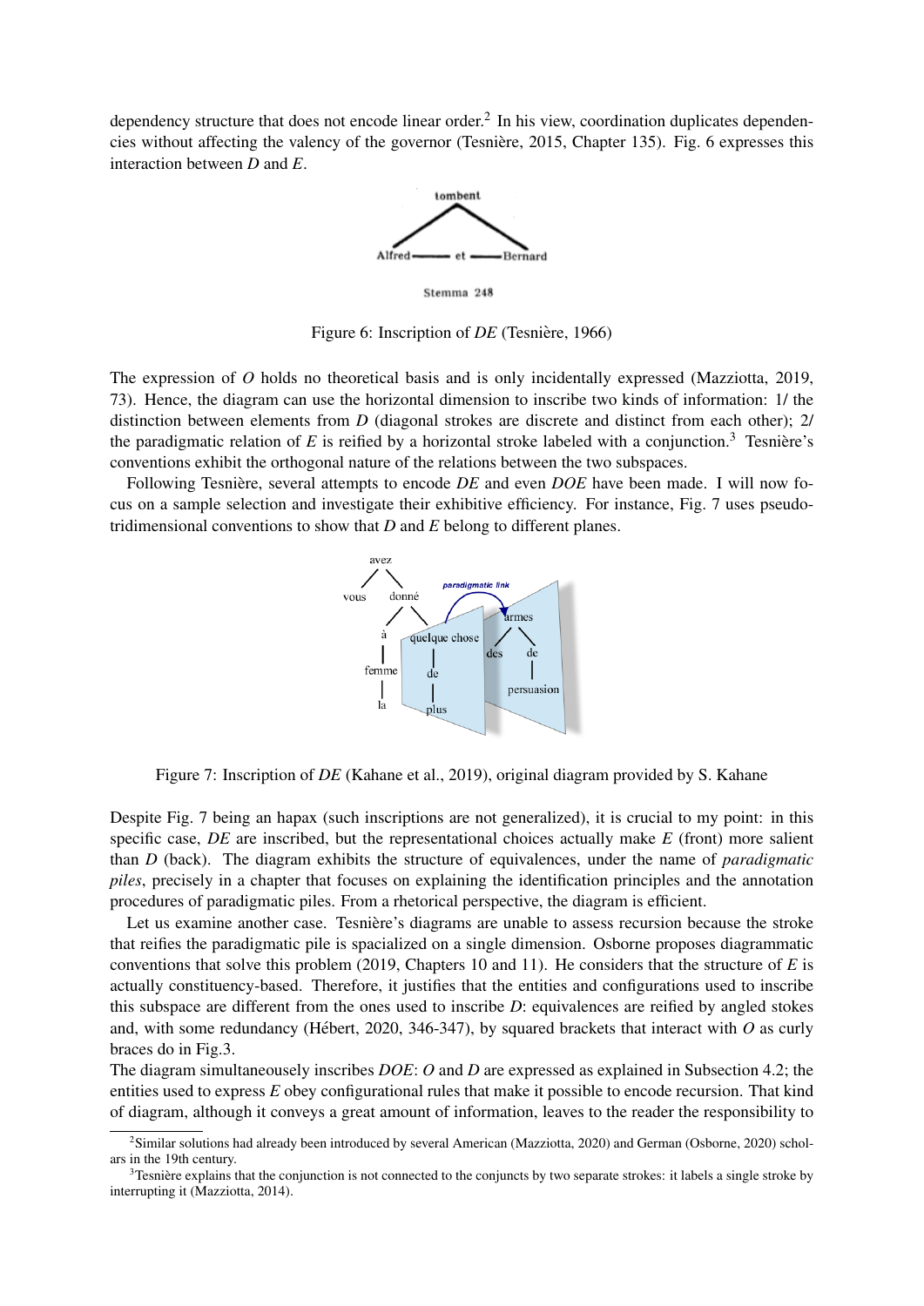dependency structure that does not encode linear order.[2] In his view, coordination duplicates dependencies without affecting the valency of the governor (Tesnière, 2015, Chapter 135). Fig. 6 expresses this interaction between *D* and *E*.

Figure 6: Inscription of *DE* (Tesnière, 1966)

The expression of *O* holds no theoretical basis and is only incidentally expressed (Mazziotta, 2019, 73). Hence, the diagram can use the horizontal dimension to inscribe two kinds of information: 1/ the distinction between elements from *D* (diagonal strokes are discrete and distinct from each other); 2/ the paradigmatic relation of *E* is reified by a horizontal stroke labeled with a conjunction.[3] Tesnière's conventions exhibit the orthogonal nature of the relations between the two subspaces.

Following Tesnière, several attempts to encode *DE* and even *DOE* have been made. I will now focus on a sample selection and investigate their exhibitive efficiency. For instance, Fig. 7 uses pseudo-tridimensional conventions to show that *D* and *E* belong to different planes.

Figure 7: Inscription of *DE* (Kahane et al., 2019), original diagram provided by S. Kahane

Despite Fig. 7 being an hapax (such inscriptions are not generalized), it is crucial to my point: in this specific case, *DE* are inscribed, but the representational choices actually make *E* (front) more salient than *D* (back). The diagram exhibits the structure of equivalences, under the name of *paradigmatic piles*, precisely in a chapter that focuses on explaining the identification principles and the annotation procedures of paradigmatic piles. From a rhetorical perspective, the diagram is efficient.

Let us examine another case. Tesnière's diagrams are unable to assess recursion because the stroke that reifies the paradigmatic pile is spacialized on a single dimension. Osborne proposes diagrammatic conventions that solve this problem (2019, Chapters 10 and 11). He considers that the structure of *E* is actually constituency-based. Therefore, it justifies that the entities and configurations used to inscribe this subspace are different from the ones used to inscribe *D*: equivalences are reified by angled stokes and, with some redundancy (Hébert, 2020, 346-347), by squared brackets that interact with *O* as curly braces do in Fig.3.

The diagram simultaneously inscribes *DOE*: *O* and *D* are expressed as explained in Subsection 4.2; the entities used to express *E* obey configurational rules that make it possible to encode recursion. That kind of diagram, although it conveys a great amount of information, leaves to the reader the responsibility to

---

[2] Similar solutions had already been introduced by several American (Mazziotta, 2020) and German (Osborne, 2020) scholars in the 19th century.

[3] Tesnière explains that the conjunction is not connected to the conjuncts by two separate strokes: it labels a single stroke by interrupting it (Mazziotta, 2014).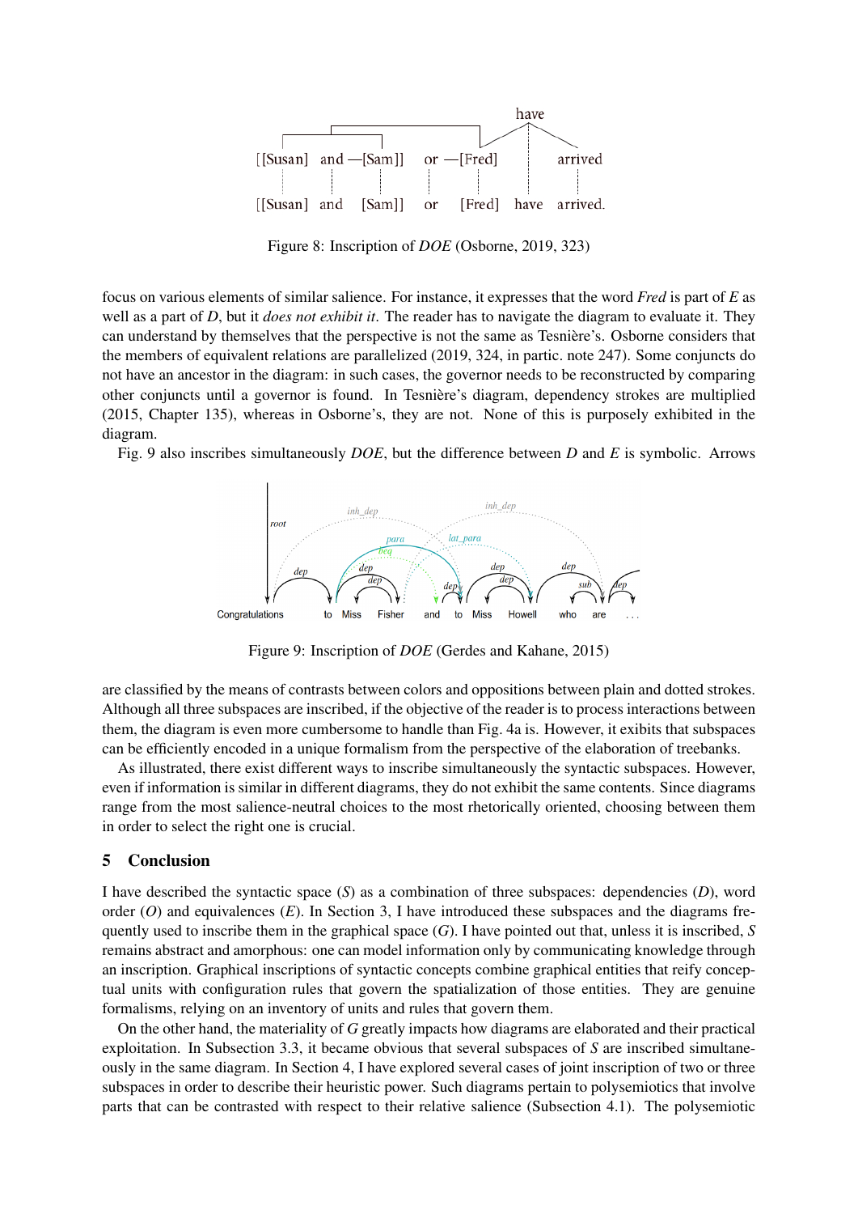Figure 8: Inscription of *DOE* (Osborne, 2019, 323)

focus on various elements of similar salience. For instance, it expresses that the word *Fred* is part of *E* as well as a part of *D*, but it *does not exhibit it*. The reader has to navigate the diagram to evaluate it. They can understand by themselves that the perspective is not the same as Tesnière's. Osborne considers that the members of equivalent relations are parallelized (2019, 324, in partic. note 247). Some conjuncts do not have an ancestor in the diagram: in such cases, the governor needs to be reconstructed by comparing other conjuncts until a governor is found. In Tesnière's diagram, dependency strokes are multiplied (2015, Chapter 135), whereas in Osborne's, they are not. None of this is purposely exhibited in the diagram.

Fig. 9 also inscribes simultaneously *DOE*, but the difference between *D* and *E* is symbolic. Arrows

Figure 9: Inscription of *DOE* (Gerdes and Kahane, 2015)

are classified by the means of contrasts between colors and oppositions between plain and dotted strokes. Although all three subspaces are inscribed, if the objective of the reader is to process interactions between them, the diagram is even more cumbersome to handle than Fig. 4a is. However, it exibits that subspaces can be efficiently encoded in a unique formalism from the perspective of the elaboration of treebanks.

As illustrated, there exist different ways to inscribe simultaneously the syntactic subspaces. However, even if information is similar in different diagrams, they do not exhibit the same contents. Since diagrams range from the most salience-neutral choices to the most rhetorically oriented, choosing between them in order to select the right one is crucial.

## 5 Conclusion

I have described the syntactic space (*S*) as a combination of three subspaces: dependencies (*D*), word order (*O*) and equivalences (*E*). In Section 3, I have introduced these subspaces and the diagrams frequently used to inscribe them in the graphical space (*G*). I have pointed out that, unless it is inscribed, *S* remains abstract and amorphous: one can model information only by communicating knowledge through an inscription. Graphical inscriptions of syntactic concepts combine graphical entities that reify conceptual units with configuration rules that govern the spatialization of those entities. They are genuine formalisms, relying on an inventory of units and rules that govern them.

On the other hand, the materiality of *G* greatly impacts how diagrams are elaborated and their practical exploitation. In Subsection 3.3, it became obvious that several subspaces of *S* are inscribed simultaneously in the same diagram. In Section 4, I have explored several cases of joint inscription of two or three subspaces in order to describe their heuristic power. Such diagrams pertain to polysemiotics that involve parts that can be contrasted with respect to their relative salience (Subsection 4.1). The polysemiotic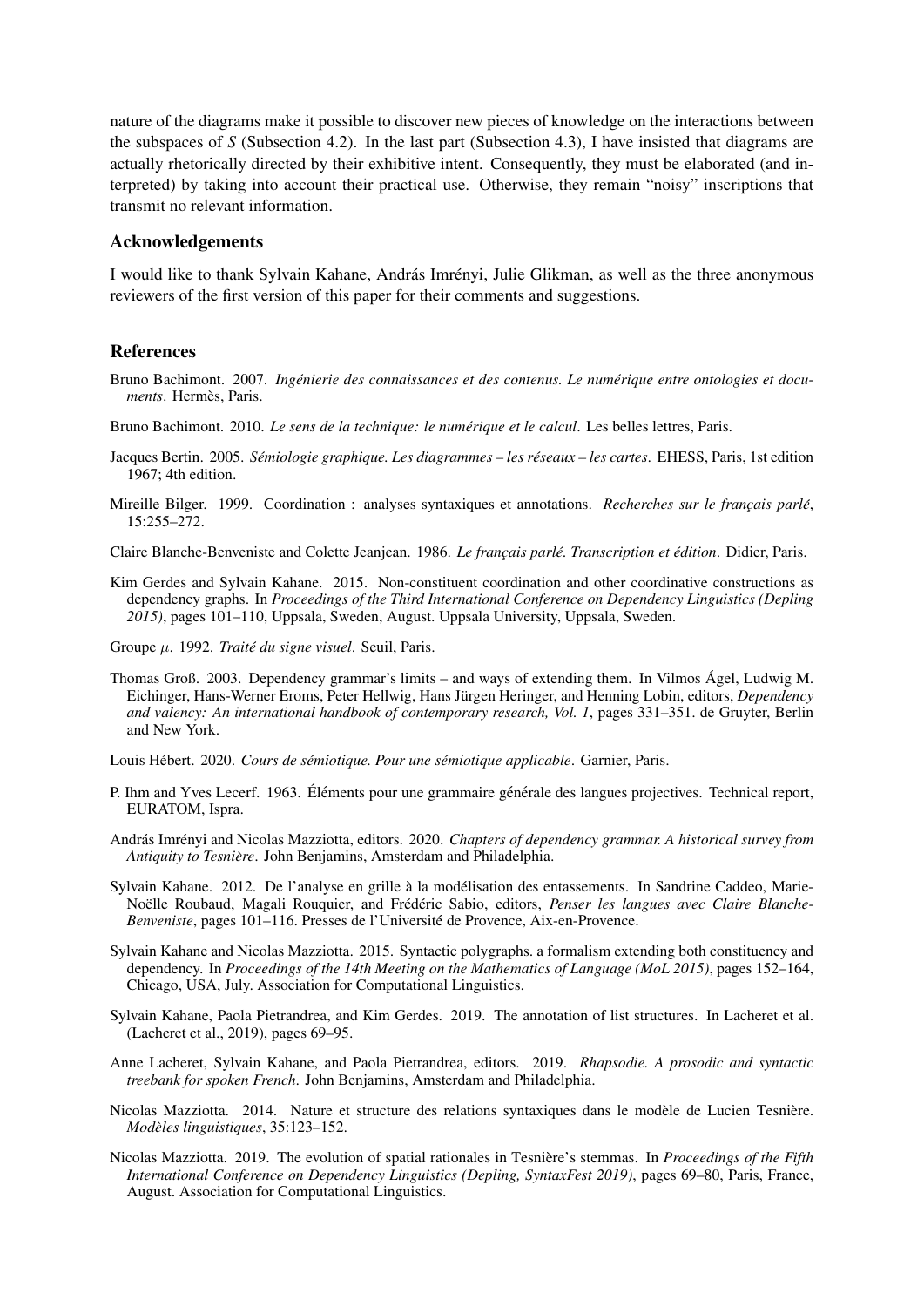nature of the diagrams make it possible to discover new pieces of knowledge on the interactions between the subspaces of *S* (Subsection 4.2). In the last part (Subsection 4.3), I have insisted that diagrams are actually rhetorically directed by their exhibitive intent. Consequently, they must be elaborated (and interpreted) by taking into account their practical use. Otherwise, they remain "noisy" inscriptions that transmit no relevant information.

## Acknowledgements

I would like to thank Sylvain Kahane, András Imrényi, Julie Glikman, as well as the three anonymous reviewers of the first version of this paper for their comments and suggestions.

## References

Bruno Bachimont. 2007. *Ingénierie des connaissances et des contenus. Le numérique entre ontologies et documents*. Hermès, Paris.

Bruno Bachimont. 2010. *Le sens de la technique: le numérique et le calcul*. Les belles lettres, Paris.

Jacques Bertin. 2005. *Sémiologie graphique. Les diagrammes – les réseaux – les cartes*. EHESS, Paris, 1st edition 1967; 4th edition.

Mireille Bilger. 1999. Coordination : analyses syntaxiques et annotations. *Recherches sur le français parlé*, 15:255–272.

Claire Blanche-Benveniste and Colette Jeanjean. 1986. *Le français parlé. Transcription et édition*. Didier, Paris.

Kim Gerdes and Sylvain Kahane. 2015. Non-constituent coordination and other coordinative constructions as dependency graphs. In *Proceedings of the Third International Conference on Dependency Linguistics (Depling 2015)*, pages 101–110, Uppsala, Sweden, August. Uppsala University, Uppsala, Sweden.

Groupe $\mu$. 1992. *Traité du signe visuel*. Seuil, Paris.

Thomas Groß. 2003. Dependency grammar's limits – and ways of extending them. In Vilmos Ágel, Ludwig M. Eichinger, Hans-Werner Eroms, Peter Hellwig, Hans Jürgen Heringer, and Henning Lobin, editors, *Dependency and valency: An international handbook of contemporary research, Vol. 1*, pages 331–351. de Gruyter, Berlin and New York.

Louis Hébert. 2020. *Cours de sémiotique. Pour une sémiotique applicable*. Garnier, Paris.

P. Ihm and Yves Lecerf. 1963. Éléments pour une grammaire générale des langues projectives. Technical report, EURATOM, Ispra.

András Imrényi and Nicolas Mazziotta, editors. 2020. *Chapters of dependency grammar. A historical survey from Antiquity to Tesnière*. John Benjamins, Amsterdam and Philadelphia.

Sylvain Kahane. 2012. De l'analyse en grille à la modélisation des entassements. In Sandrine Caddeo, Marie-Noëlle Roubaud, Magali Rouquier, and Frédéric Sabio, editors, *Penser les langues avec Claire Blanche-Benveniste*, pages 101–116. Presses de l'Université de Provence, Aix-en-Provence.

Sylvain Kahane and Nicolas Mazziotta. 2015. Syntactic polygraphs. a formalism extending both constituency and dependency. In *Proceedings of the 14th Meeting on the Mathematics of Language (MoL 2015)*, pages 152–164, Chicago, USA, July. Association for Computational Linguistics.

Sylvain Kahane, Paola Pietrandrea, and Kim Gerdes. 2019. The annotation of list structures. In Lacheret et al. (Lacheret et al., 2019), pages 69–95.

Anne Lacheret, Sylvain Kahane, and Paola Pietrandrea, editors. 2019. *Rhapsodie. A prosodic and syntactic treebank for spoken French*. John Benjamins, Amsterdam and Philadelphia.

Nicolas Mazziotta. 2014. Nature et structure des relations syntaxiques dans le modèle de Lucien Tesnière. *Modèles linguistiques*, 35:123–152.

Nicolas Mazziotta. 2019. The evolution of spatial rationales in Tesnière's stemmas. In *Proceedings of the Fifth International Conference on Dependency Linguistics (Depling, SyntaxFest 2019)*, pages 69–80, Paris, France, August. Association for Computational Linguistics.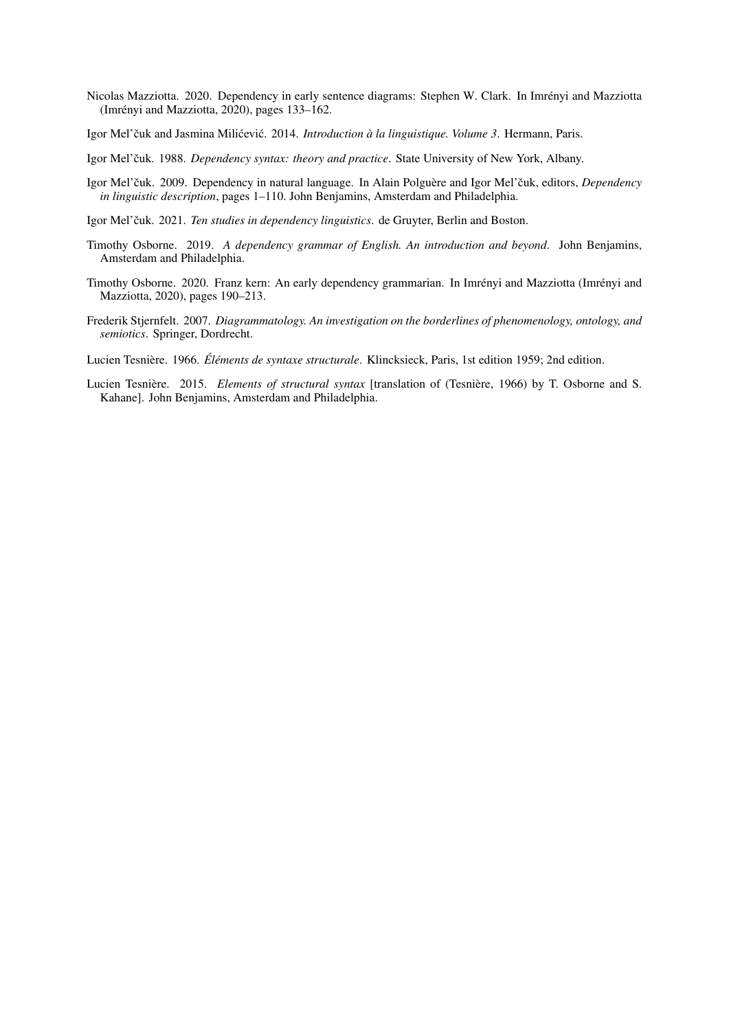Nicolas Mazziotta. 2020. Dependency in early sentence diagrams: Stephen W. Clark. In Imrényi and Mazziotta (Imrényi and Mazziotta, 2020), pages 133–162.

Igor Mel'čuk and Jasmina Milićević. 2014. *Introduction à la linguistique. Volume 3*. Hermann, Paris.

Igor Mel'čuk. 1988. *Dependency syntax: theory and practice*. State University of New York, Albany.

Igor Mel'čuk. 2009. Dependency in natural language. In Alain Polguère and Igor Mel'čuk, editors, *Dependency in linguistic description*, pages 1–110. John Benjamins, Amsterdam and Philadelphia.

Igor Mel'čuk. 2021. *Ten studies in dependency linguistics*. de Gruyter, Berlin and Boston.

Timothy Osborne. 2019. *A dependency grammar of English. An introduction and beyond*. John Benjamins, Amsterdam and Philadelphia.

Timothy Osborne. 2020. Franz kern: An early dependency grammarian. In Imrényi and Mazziotta (Imrényi and Mazziotta, 2020), pages 190–213.

Frederik Stjernfelt. 2007. *Diagrammatology. An investigation on the borderlines of phenomenology, ontology, and semiotics*. Springer, Dordrecht.

Lucien Tesnière. 1966. *Éléments de syntaxe structurale*. Klincksieck, Paris, 1st edition 1959; 2nd edition.

Lucien Tesnière. 2015. *Elements of structural syntax* [translation of (Tesnière, 1966) by T. Osborne and S. Kahane]. John Benjamins, Amsterdam and Philadelphia.